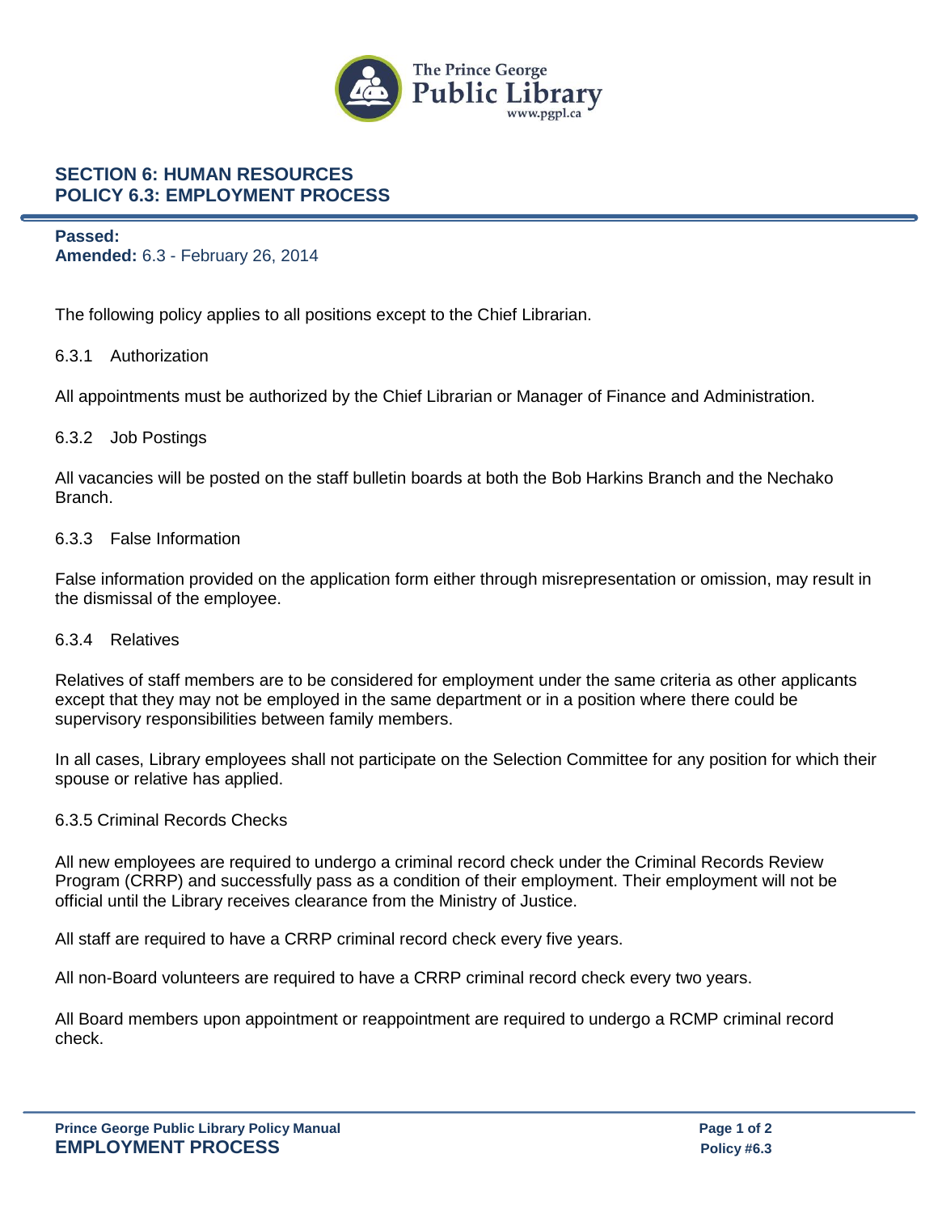# SECTION 6: HUMAN RESOURCES
# POLICY 6.3: EMPLOYMENT PROCESS

**Passed:**
**Amended:** 6.3 - February 26, 2014

The following policy applies to all positions except to the Chief Librarian.

## 6.3.1 Authorization

All appointments must be authorized by the Chief Librarian or Manager of Finance and Administration.

## 6.3.2 Job Postings

All vacancies will be posted on the staff bulletin boards at both the Bob Harkins Branch and the Nechako Branch.

## 6.3.3 False Information

False information provided on the application form either through misrepresentation or omission, may result in the dismissal of the employee.

## 6.3.4 Relatives

Relatives of staff members are to be considered for employment under the same criteria as other applicants except that they may not be employed in the same department or in a position where there could be supervisory responsibilities between family members.

In all cases, Library employees shall not participate on the Selection Committee for any position for which their spouse or relative has applied.

## 6.3.5 Criminal Records Checks

All new employees are required to undergo a criminal record check under the Criminal Records Review Program (CRRP) and successfully pass as a condition of their employment. Their employment will not be official until the Library receives clearance from the Ministry of Justice.

All staff are required to have a CRRP criminal record check every five years.

All non-Board volunteers are required to have a CRRP criminal record check every two years.

All Board members upon appointment or reappointment are required to undergo a RCMP criminal record check.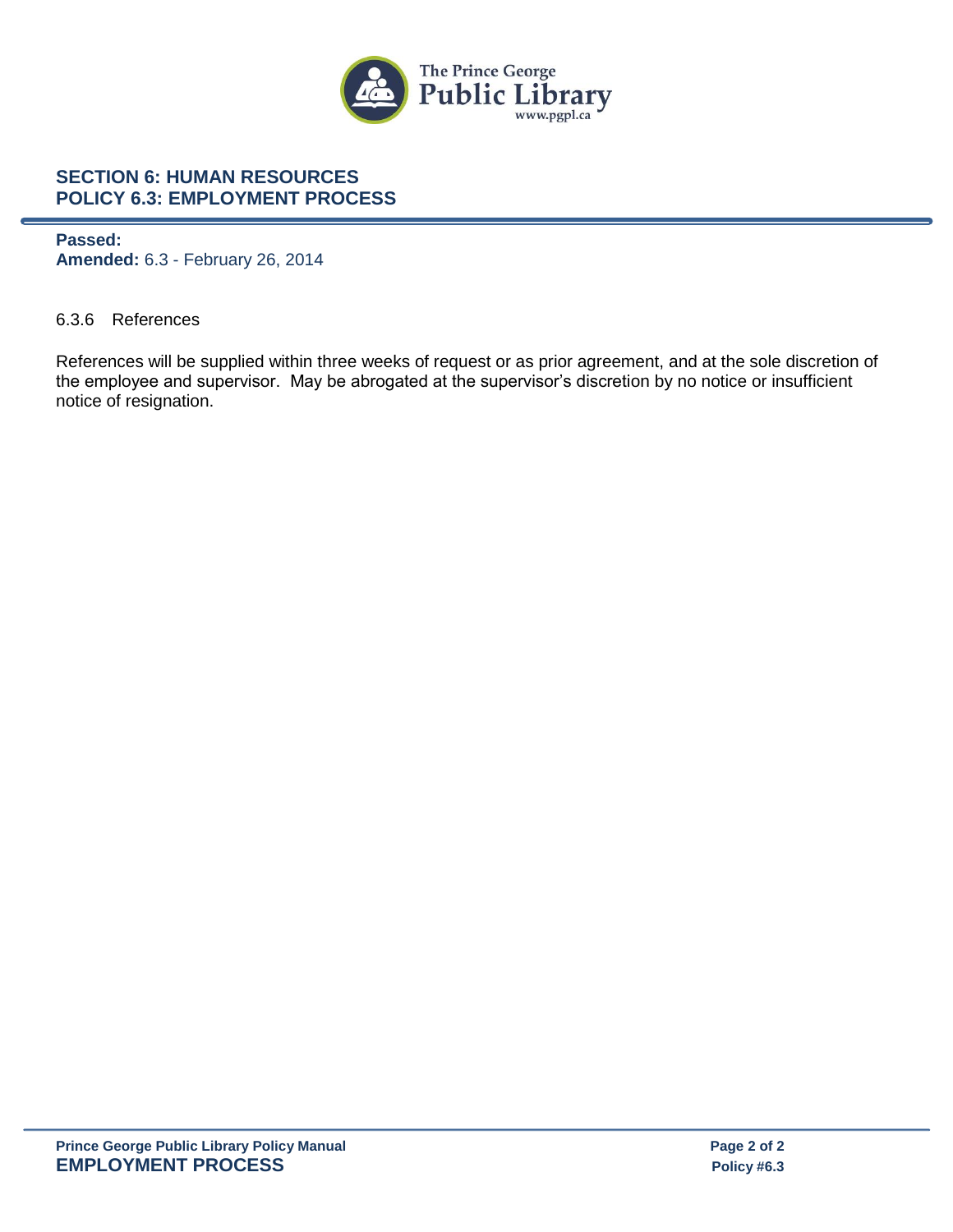## SECTION 6: HUMAN RESOURCES
## POLICY 6.3: EMPLOYMENT PROCESS

**Passed:**
**Amended:** 6.3 - February 26, 2014

6.3.6 References

References will be supplied within three weeks of request or as prior agreement, and at the sole discretion of the employee and supervisor. May be abrogated at the supervisor's discretion by no notice or insufficient notice of resignation.